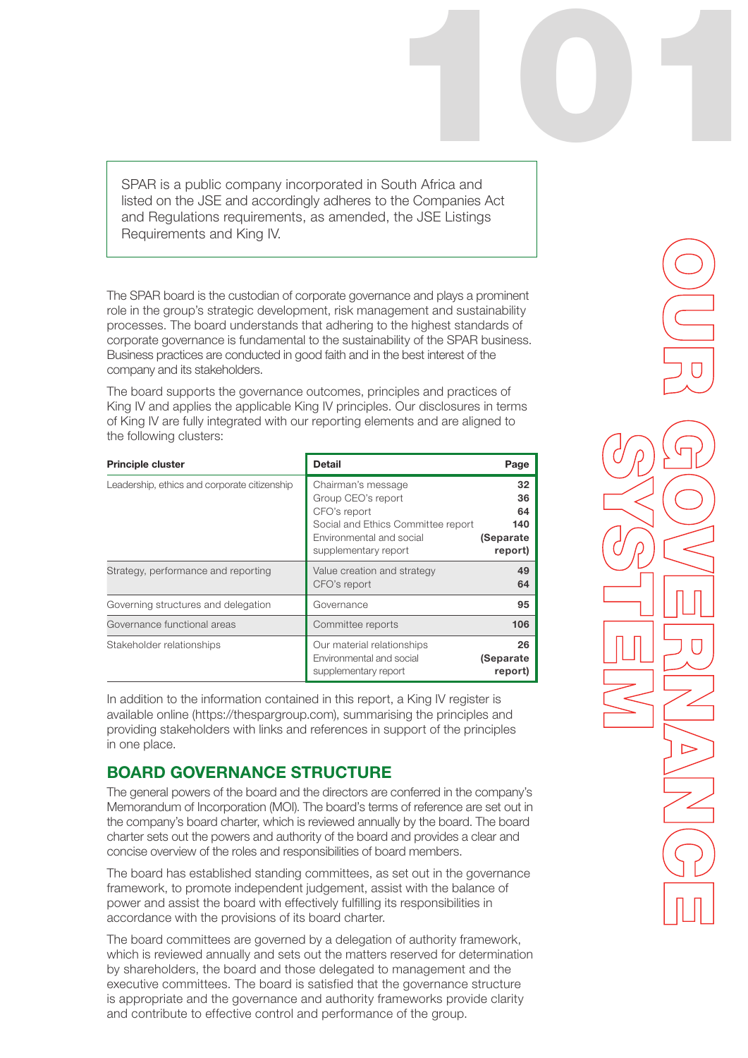# OUR GOVERNANCE SYSTEM

SPAR is a public company incorporated in South Africa and listed on the JSE and accordingly adheres to the Companies Act and Regulations requirements, as amended, the JSE Listings Requirements and King IV.

The SPAR board is the custodian of corporate governance and plays a prominent role in the group's strategic development, risk management and sustainability processes. The board understands that adhering to the highest standards of corporate governance is fundamental to the sustainability of the SPAR business. Business practices are conducted in good faith and in the best interest of the company and its stakeholders.

The board supports the governance outcomes, principles and practices of King IV and applies the applicable King IV principles. Our disclosures in terms of King IV are fully integrated with our reporting elements and are aligned to the following clusters:

| Principle cluster | Detail | Page |
|---|---|---|
| Leadership, ethics and corporate citizenship | Chairman's message<br>Group CEO's report<br>CFO's report<br>Social and Ethics Committee report<br>Environmental and social supplementary report | 32<br>36<br>64<br>140<br>(Separate report) |
| Strategy, performance and reporting | Value creation and strategy<br>CFO's report | 49<br>64 |
| Governing structures and delegation | Governance | 95 |
| Governance functional areas | Committee reports | 106 |
| Stakeholder relationships | Our material relationships<br>Environmental and social supplementary report | 26<br>(Separate report) |

In addition to the information contained in this report, a King IV register is available online (https://thespargroup.com), summarising the principles and providing stakeholders with links and references in support of the principles in one place.

## BOARD GOVERNANCE STRUCTURE

The general powers of the board and the directors are conferred in the company's Memorandum of Incorporation (MOI). The board's terms of reference are set out in the company's board charter, which is reviewed annually by the board. The board charter sets out the powers and authority of the board and provides a clear and concise overview of the roles and responsibilities of board members.

The board has established standing committees, as set out in the governance framework, to promote independent judgement, assist with the balance of power and assist the board with effectively fulfilling its responsibilities in accordance with the provisions of its board charter.

The board committees are governed by a delegation of authority framework, which is reviewed annually and sets out the matters reserved for determination by shareholders, the board and those delegated to management and the executive committees. The board is satisfied that the governance structure is appropriate and the governance and authority frameworks provide clarity and contribute to effective control and performance of the group.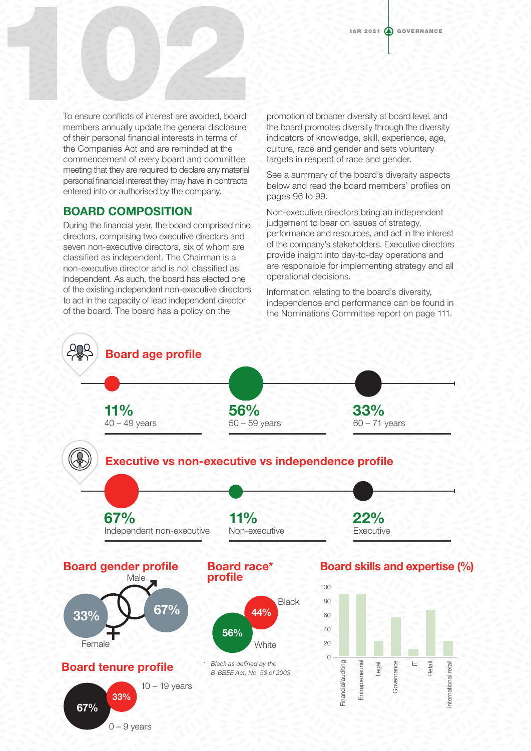To ensure conflicts of interest are avoided, board members annually update the general disclosure of their personal financial interests in terms of the Companies Act and are reminded at the commencement of every board and committee meeting that they are required to declare any material personal financial interest they may have in contracts entered into or authorised by the company.

## BOARD COMPOSITION

During the financial year, the board comprised nine directors, comprising two executive directors and seven non-executive directors, six of whom are classified as independent. The Chairman is a non-executive director and is not classified as independent. As such, the board has elected one of the existing independent non-executive directors to act in the capacity of lead independent director of the board. The board has a policy on the promotion of broader diversity at board level, and the board promotes diversity through the diversity indicators of knowledge, skill, experience, age, culture, race and gender and sets voluntary targets in respect of race and gender.

See a summary of the board's diversity aspects below and read the board members' profiles on pages 96 to 99.

Non-executive directors bring an independent judgement to bear on issues of strategy, performance and resources, and act in the interest of the company's stakeholders. Executive directors provide insight into day-to-day operations and are responsible for implementing strategy and all operational decisions.

Information relating to the board's diversity, independence and performance can be found in the Nominations Committee report on page 111.

### Board age profile

**11%** 40 – 49 years

**56%** 50 – 59 years

**33%** 60 – 71 years

### Executive vs non-executive vs independence profile

**67%** Independent non-executive

**11%** Non-executive

**22%** Executive

### Board gender profile

Male 67%

Female 33%

### Board race* profile

Black 44%

White 56%

*\* Black as defined by the B-BBEE Act, No. 53 of 2003.*

### Board tenure profile

10 – 19 years 33%

0 – 9 years 67%

### Board skills and expertise (%)

Financial/auditing, Entrepreneurial, Legal, Governance, IT, Retail, International retail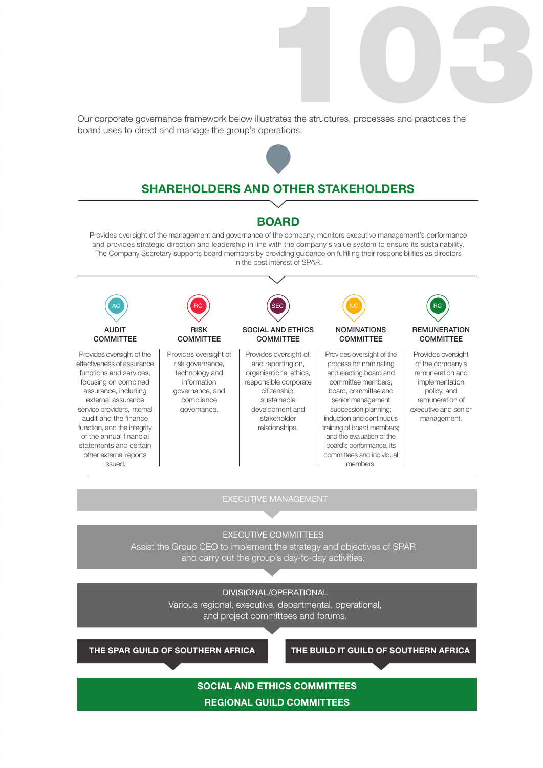Our corporate governance framework below illustrates the structures, processes and practices the board uses to direct and manage the group's operations.

## SHAREHOLDERS AND OTHER STAKEHOLDERS

## BOARD

Provides oversight of the management and governance of the company, monitors executive management's performance and provides strategic direction and leadership in line with the company's value system to ensure its sustainability. The Company Secretary supports board members by providing guidance on fulfilling their responsibilities as directors in the best interest of SPAR.

### AC — AUDIT COMMITTEE

Provides oversight of the effectiveness of assurance functions and services, focusing on combined assurance, including external assurance service providers, internal audit and the finance function, and the integrity of the annual financial statements and certain other external reports issued.

### RC — RISK COMMITTEE

Provides oversight of risk governance, technology and information governance, and compliance governance.

### SEC — SOCIAL AND ETHICS COMMITTEE

Provides oversight of, and reporting on, organisational ethics, responsible corporate citizenship, sustainable development and stakeholder relationships.

### NC — NOMINATIONS COMMITTEE

Provides oversight of the process for nominating and electing board and committee members; board, committee and senior management succession planning; induction and continuous training of board members; and the evaluation of the board's performance, its committees and individual members.

### RC — REMUNERATION COMMITTEE

Provides oversight of the company's remuneration and implementation policy, and remuneration of executive and senior management.

## EXECUTIVE MANAGEMENT

## EXECUTIVE COMMITTEES

Assist the Group CEO to implement the strategy and objectives of SPAR and carry out the group's day-to-day activities.

## DIVISIONAL/OPERATIONAL

Various regional, executive, departmental, operational, and project committees and forums.

**THE SPAR GUILD OF SOUTHERN AFRICA**

**THE BUILD IT GUILD OF SOUTHERN AFRICA**

**SOCIAL AND ETHICS COMMITTEES**

**REGIONAL GUILD COMMITTEES**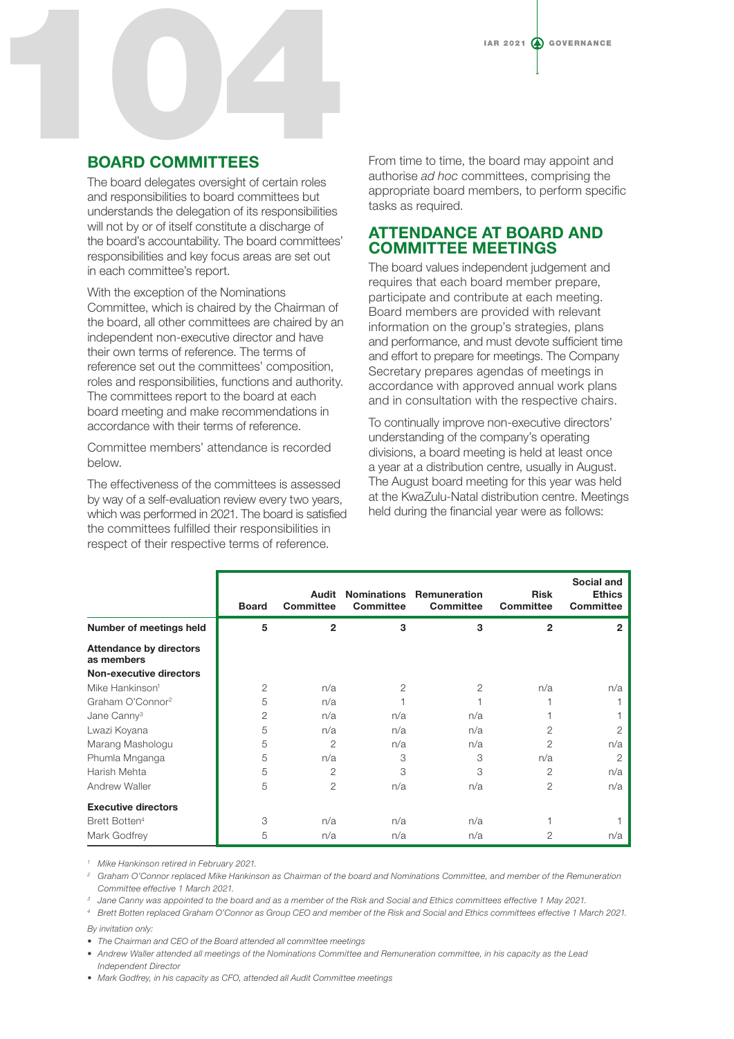## BOARD COMMITTEES

The board delegates oversight of certain roles and responsibilities to board committees but understands the delegation of its responsibilities will not by or of itself constitute a discharge of the board's accountability. The board committees' responsibilities and key focus areas are set out in each committee's report.

With the exception of the Nominations Committee, which is chaired by the Chairman of the board, all other committees are chaired by an independent non-executive director and have their own terms of reference. The terms of reference set out the committees' composition, roles and responsibilities, functions and authority. The committees report to the board at each board meeting and make recommendations in accordance with their terms of reference.

Committee members' attendance is recorded below.

The effectiveness of the committees is assessed by way of a self-evaluation review every two years, which was performed in 2021. The board is satisfied the committees fulfilled their responsibilities in respect of their respective terms of reference.

From time to time, the board may appoint and authorise *ad hoc* committees, comprising the appropriate board members, to perform specific tasks as required.

## ATTENDANCE AT BOARD AND COMMITTEE MEETINGS

The board values independent judgement and requires that each board member prepare, participate and contribute at each meeting. Board members are provided with relevant information on the group's strategies, plans and performance, and must devote sufficient time and effort to prepare for meetings. The Company Secretary prepares agendas of meetings in accordance with approved annual work plans and in consultation with the respective chairs.

To continually improve non-executive directors' understanding of the company's operating divisions, a board meeting is held at least once a year at a distribution centre, usually in August. The August board meeting for this year was held at the KwaZulu-Natal distribution centre. Meetings held during the financial year were as follows:

| | Board | Audit Committee | Nominations Committee | Remuneration Committee | Risk Committee | Social and Ethics Committee |
|---|---|---|---|---|---|---|
| **Number of meetings held** | **5** | **2** | **3** | **3** | **2** | **2** |
| **Attendance by directors as members** | | | | | | |
| **Non-executive directors** | | | | | | |
| Mike Hankinson[1] | 2 | n/a | 2 | 2 | n/a | n/a |
| Graham O'Connor[2] | 5 | n/a | 1 | 1 | 1 | 1 |
| Jane Canny[3] | 2 | n/a | n/a | n/a | 1 | 1 |
| Lwazi Koyana | 5 | n/a | n/a | n/a | 2 | 2 |
| Marang Mashologu | 5 | 2 | n/a | n/a | 2 | n/a |
| Phumla Mnganga | 5 | n/a | 3 | 3 | n/a | 2 |
| Harish Mehta | 5 | 2 | 3 | 3 | 2 | n/a |
| Andrew Waller | 5 | 2 | n/a | n/a | 2 | n/a |
| **Executive directors** | | | | | | |
| Brett Botten[4] | 3 | n/a | n/a | n/a | 1 | 1 |
| Mark Godfrey | 5 | n/a | n/a | n/a | 2 | n/a |

[1] *Mike Hankinson retired in February 2021.*

[2] *Graham O'Connor replaced Mike Hankinson as Chairman of the board and Nominations Committee, and member of the Remuneration Committee effective 1 March 2021.*

[3] *Jane Canny was appointed to the board and as a member of the Risk and Social and Ethics committees effective 1 May 2021.*

[4] *Brett Botten replaced Graham O'Connor as Group CEO and member of the Risk and Social and Ethics committees effective 1 March 2021.*

*By invitation only:*

- *The Chairman and CEO of the Board attended all committee meetings*
- *Andrew Waller attended all meetings of the Nominations Committee and Remuneration committee, in his capacity as the Lead Independent Director*
- *Mark Godfrey, in his capacity as CFO, attended all Audit Committee meetings*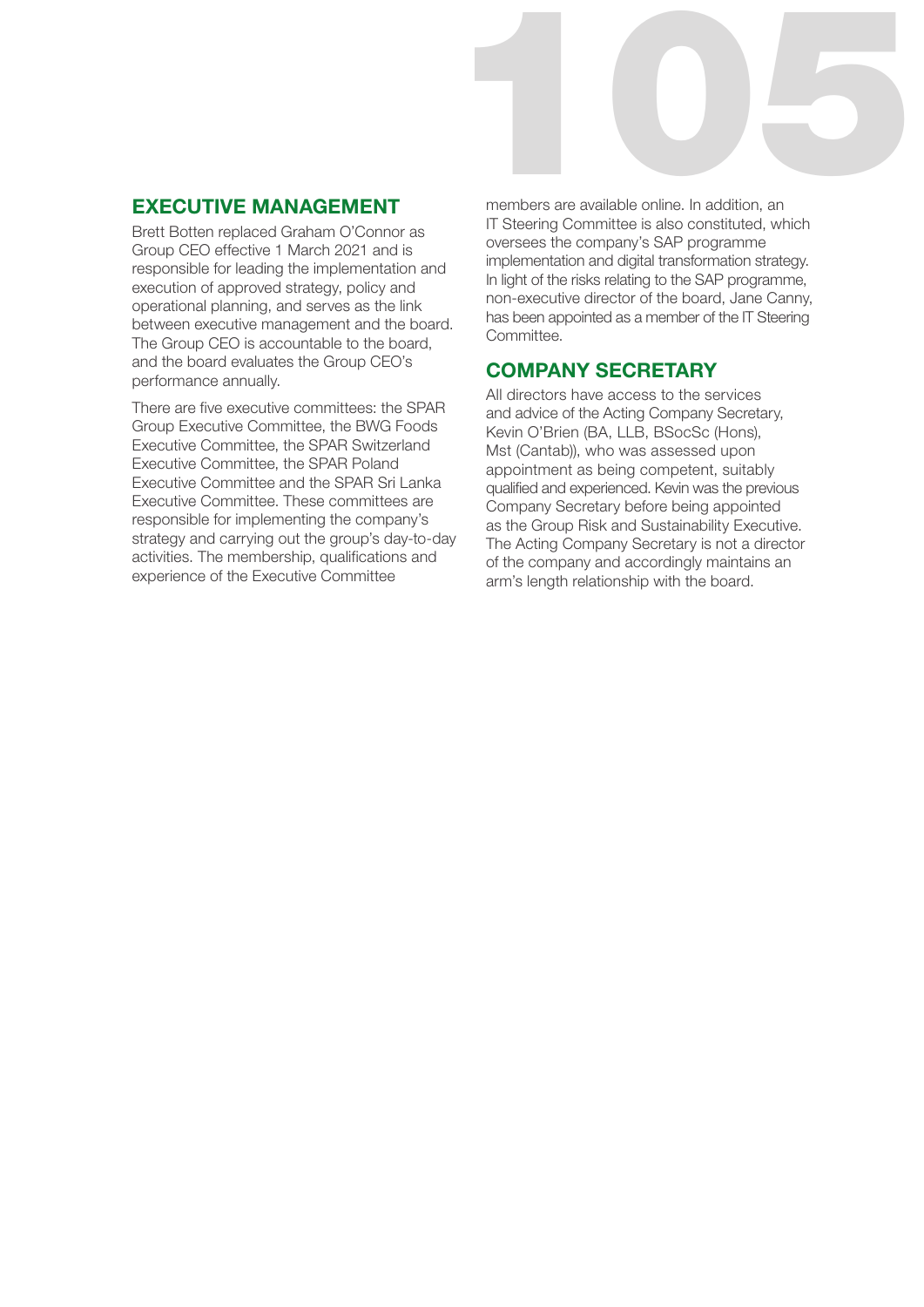## EXECUTIVE MANAGEMENT

Brett Botten replaced Graham O'Connor as Group CEO effective 1 March 2021 and is responsible for leading the implementation and execution of approved strategy, policy and operational planning, and serves as the link between executive management and the board. The Group CEO is accountable to the board, and the board evaluates the Group CEO's performance annually.

There are five executive committees: the SPAR Group Executive Committee, the BWG Foods Executive Committee, the SPAR Switzerland Executive Committee, the SPAR Poland Executive Committee and the SPAR Sri Lanka Executive Committee. These committees are responsible for implementing the company's strategy and carrying out the group's day-to-day activities. The membership, qualifications and experience of the Executive Committee members are available online. In addition, an IT Steering Committee is also constituted, which oversees the company's SAP programme implementation and digital transformation strategy. In light of the risks relating to the SAP programme, non-executive director of the board, Jane Canny, has been appointed as a member of the IT Steering Committee.

## COMPANY SECRETARY

All directors have access to the services and advice of the Acting Company Secretary, Kevin O'Brien (BA, LLB, BSocSc (Hons), Mst (Cantab)), who was assessed upon appointment as being competent, suitably qualified and experienced. Kevin was the previous Company Secretary before being appointed as the Group Risk and Sustainability Executive. The Acting Company Secretary is not a director of the company and accordingly maintains an arm's length relationship with the board.